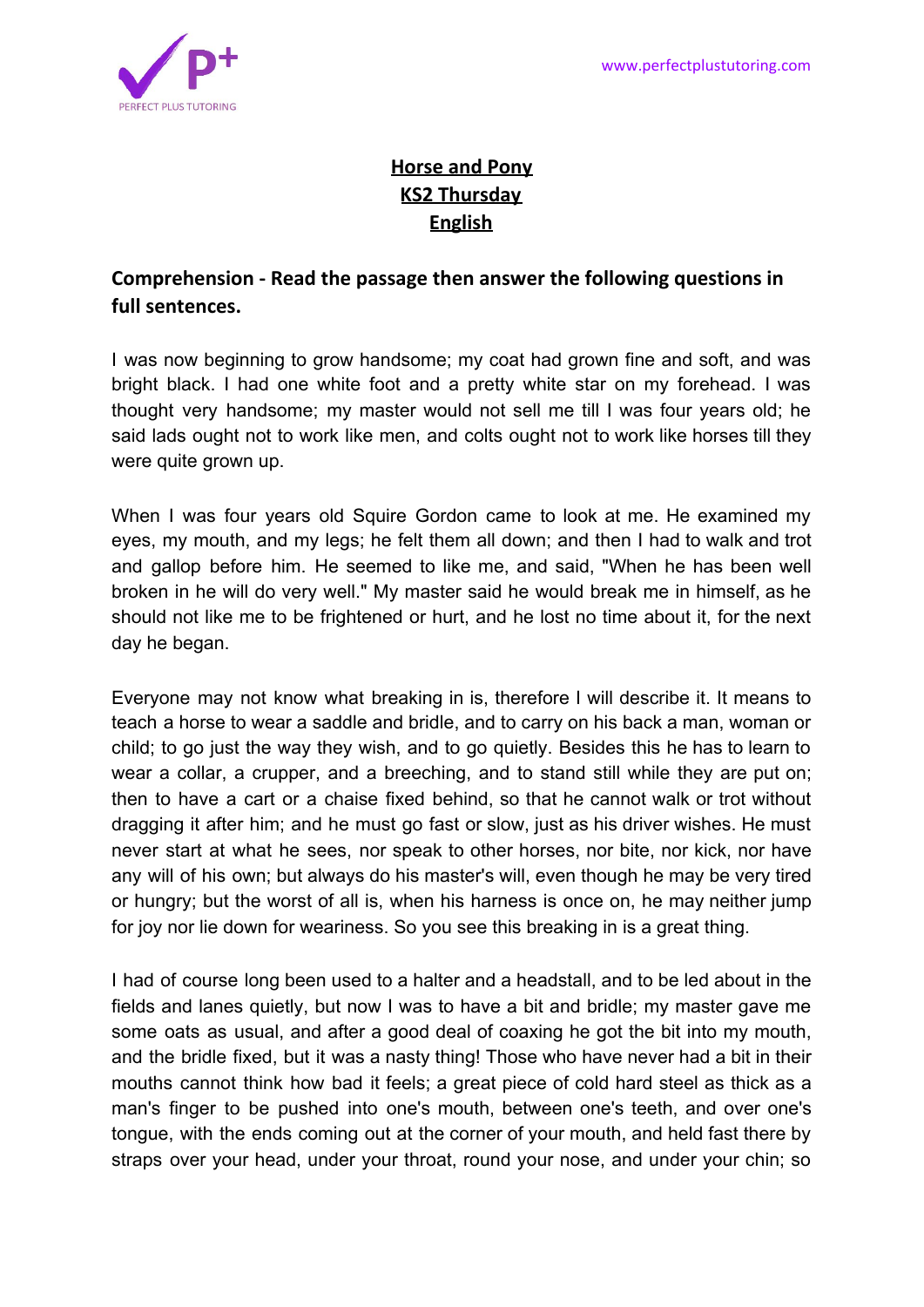# Horse and Pony
## KS2 Thursday
## English

### Comprehension - Read the passage then answer the following questions in full sentences.

I was now beginning to grow handsome; my coat had grown fine and soft, and was bright black. I had one white foot and a pretty white star on my forehead. I was thought very handsome; my master would not sell me till I was four years old; he said lads ought not to work like men, and colts ought not to work like horses till they were quite grown up.

When I was four years old Squire Gordon came to look at me. He examined my eyes, my mouth, and my legs; he felt them all down; and then I had to walk and trot and gallop before him. He seemed to like me, and said, "When he has been well broken in he will do very well." My master said he would break me in himself, as he should not like me to be frightened or hurt, and he lost no time about it, for the next day he began.

Everyone may not know what breaking in is, therefore I will describe it. It means to teach a horse to wear a saddle and bridle, and to carry on his back a man, woman or child; to go just the way they wish, and to go quietly. Besides this he has to learn to wear a collar, a crupper, and a breeching, and to stand still while they are put on; then to have a cart or a chaise fixed behind, so that he cannot walk or trot without dragging it after him; and he must go fast or slow, just as his driver wishes. He must never start at what he sees, nor speak to other horses, nor bite, nor kick, nor have any will of his own; but always do his master's will, even though he may be very tired or hungry; but the worst of all is, when his harness is once on, he may neither jump for joy nor lie down for weariness. So you see this breaking in is a great thing.

I had of course long been used to a halter and a headstall, and to be led about in the fields and lanes quietly, but now I was to have a bit and bridle; my master gave me some oats as usual, and after a good deal of coaxing he got the bit into my mouth, and the bridle fixed, but it was a nasty thing! Those who have never had a bit in their mouths cannot think how bad it feels; a great piece of cold hard steel as thick as a man's finger to be pushed into one's mouth, between one's teeth, and over one's tongue, with the ends coming out at the corner of your mouth, and held fast there by straps over your head, under your throat, round your nose, and under your chin; so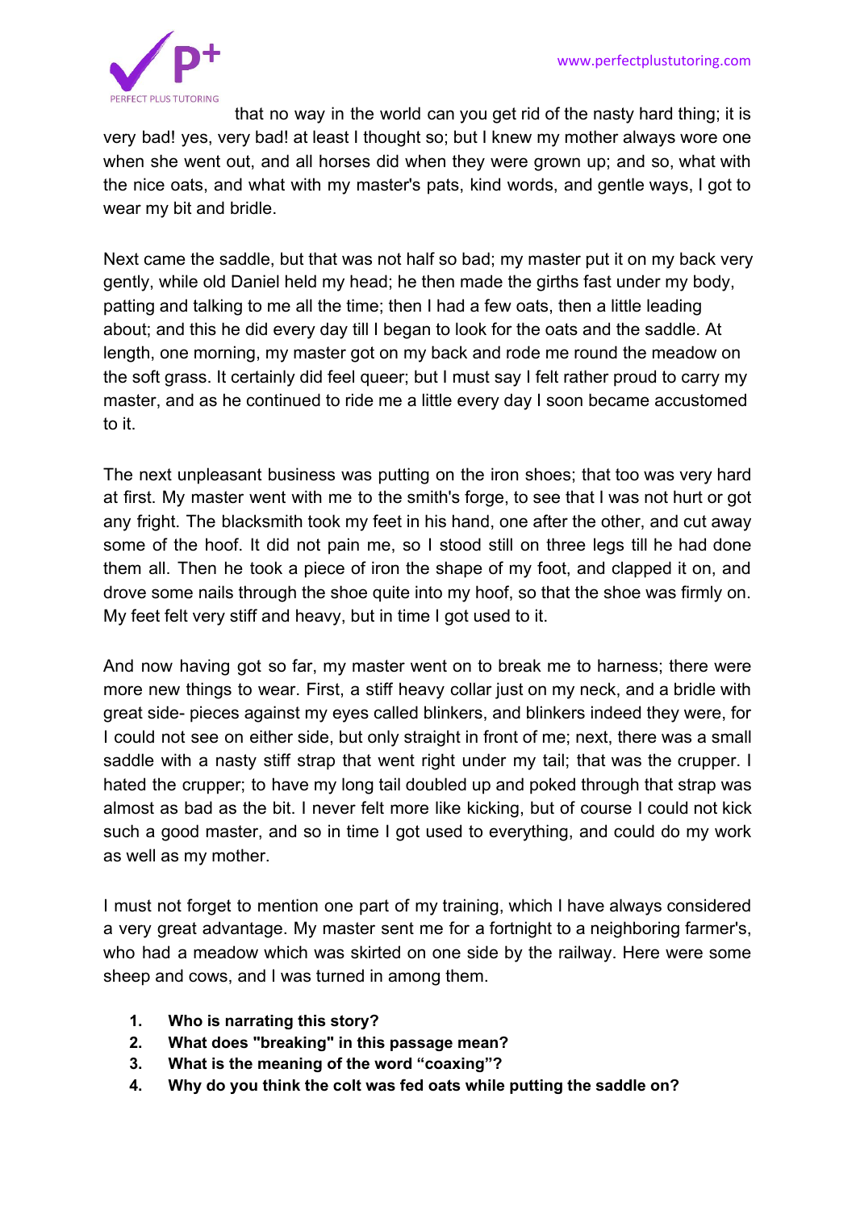that no way in the world can you get rid of the nasty hard thing; it is very bad! yes, very bad! at least I thought so; but I knew my mother always wore one when she went out, and all horses did when they were grown up; and so, what with the nice oats, and what with my master's pats, kind words, and gentle ways, I got to wear my bit and bridle.

Next came the saddle, but that was not half so bad; my master put it on my back very gently, while old Daniel held my head; he then made the girths fast under my body, patting and talking to me all the time; then I had a few oats, then a little leading about; and this he did every day till I began to look for the oats and the saddle. At length, one morning, my master got on my back and rode me round the meadow on the soft grass. It certainly did feel queer; but I must say I felt rather proud to carry my master, and as he continued to ride me a little every day I soon became accustomed to it.

The next unpleasant business was putting on the iron shoes; that too was very hard at first. My master went with me to the smith's forge, to see that I was not hurt or got any fright. The blacksmith took my feet in his hand, one after the other, and cut away some of the hoof. It did not pain me, so I stood still on three legs till he had done them all. Then he took a piece of iron the shape of my foot, and clapped it on, and drove some nails through the shoe quite into my hoof, so that the shoe was firmly on. My feet felt very stiff and heavy, but in time I got used to it.

And now having got so far, my master went on to break me to harness; there were more new things to wear. First, a stiff heavy collar just on my neck, and a bridle with great side- pieces against my eyes called blinkers, and blinkers indeed they were, for I could not see on either side, but only straight in front of me; next, there was a small saddle with a nasty stiff strap that went right under my tail; that was the crupper. I hated the crupper; to have my long tail doubled up and poked through that strap was almost as bad as the bit. I never felt more like kicking, but of course I could not kick such a good master, and so in time I got used to everything, and could do my work as well as my mother.

I must not forget to mention one part of my training, which I have always considered a very great advantage. My master sent me for a fortnight to a neighboring farmer's, who had a meadow which was skirted on one side by the railway. Here were some sheep and cows, and I was turned in among them.

1. **Who is narrating this story?**
2. **What does "breaking" in this passage mean?**
3. **What is the meaning of the word "coaxing"?**
4. **Why do you think the colt was fed oats while putting the saddle on?**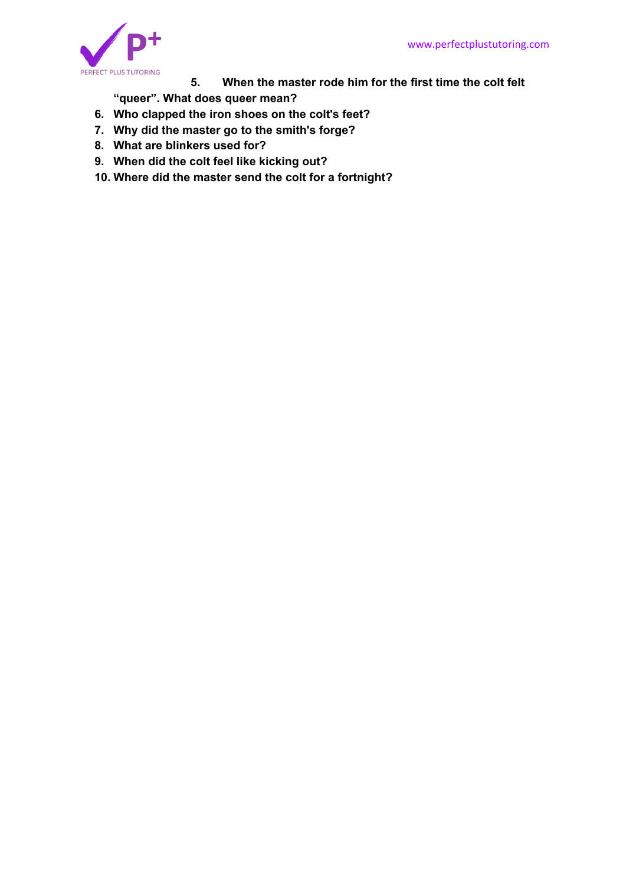5. **When the master rode him for the first time the colt felt “queer”. What does queer mean?**
6. **Who clapped the iron shoes on the colt's feet?**
7. **Why did the master go to the smith's forge?**
8. **What are blinkers used for?**
9. **When did the colt feel like kicking out?**
10. **Where did the master send the colt for a fortnight?**